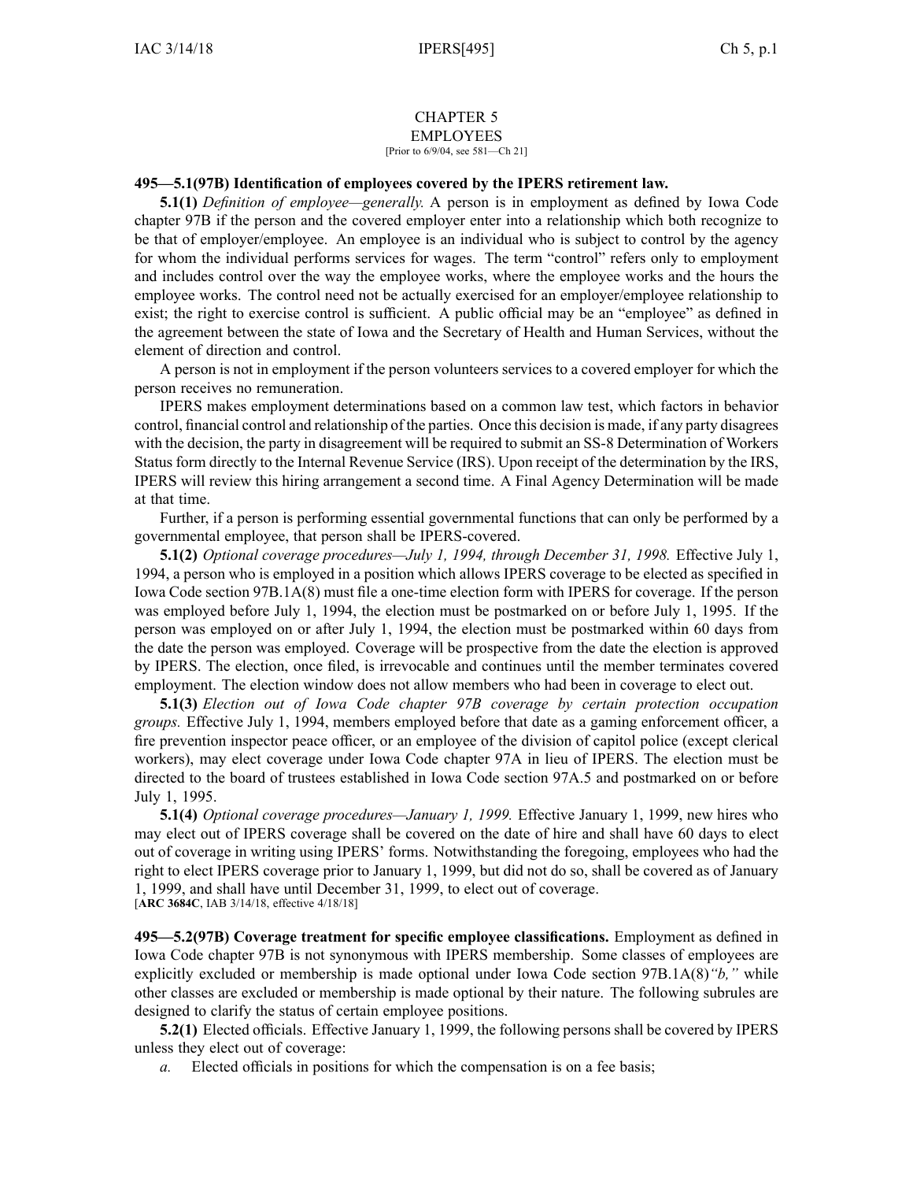# CHAPTER 5
## EMPLOYEES
[Prior to 6/9/04, see 581—Ch 21]

**495—5.1(97B) Identification of employees covered by the IPERS retirement law.**

**5.1(1)** *Definition of employee—generally.* A person is in employment as defined by Iowa Code chapter 97B if the person and the covered employer enter into a relationship which both recognize to be that of employer/employee. An employee is an individual who is subject to control by the agency for whom the individual performs services for wages. The term "control" refers only to employment and includes control over the way the employee works, where the employee works and the hours the employee works. The control need not be actually exercised for an employer/employee relationship to exist; the right to exercise control is sufficient. A public official may be an "employee" as defined in the agreement between the state of Iowa and the Secretary of Health and Human Services, without the element of direction and control.

A person is not in employment if the person volunteers services to a covered employer for which the person receives no remuneration.

IPERS makes employment determinations based on a common law test, which factors in behavior control, financial control and relationship of the parties. Once this decision is made, if any party disagrees with the decision, the party in disagreement will be required to submit an SS-8 Determination of Workers Status form directly to the Internal Revenue Service (IRS). Upon receipt of the determination by the IRS, IPERS will review this hiring arrangement a second time. A Final Agency Determination will be made at that time.

Further, if a person is performing essential governmental functions that can only be performed by a governmental employee, that person shall be IPERS-covered.

**5.1(2)** *Optional coverage procedures—July 1, 1994, through December 31, 1998.* Effective July 1, 1994, a person who is employed in a position which allows IPERS coverage to be elected as specified in Iowa Code section 97B.1A(8) must file a one-time election form with IPERS for coverage. If the person was employed before July 1, 1994, the election must be postmarked on or before July 1, 1995. If the person was employed on or after July 1, 1994, the election must be postmarked within 60 days from the date the person was employed. Coverage will be prospective from the date the election is approved by IPERS. The election, once filed, is irrevocable and continues until the member terminates covered employment. The election window does not allow members who had been in coverage to elect out.

**5.1(3)** *Election out of Iowa Code chapter 97B coverage by certain protection occupation groups.* Effective July 1, 1994, members employed before that date as a gaming enforcement officer, a fire prevention inspector peace officer, or an employee of the division of capitol police (except clerical workers), may elect coverage under Iowa Code chapter 97A in lieu of IPERS. The election must be directed to the board of trustees established in Iowa Code section 97A.5 and postmarked on or before July 1, 1995.

**5.1(4)** *Optional coverage procedures—January 1, 1999.* Effective January 1, 1999, new hires who may elect out of IPERS coverage shall be covered on the date of hire and shall have 60 days to elect out of coverage in writing using IPERS' forms. Notwithstanding the foregoing, employees who had the right to elect IPERS coverage prior to January 1, 1999, but did not do so, shall be covered as of January 1, 1999, and shall have until December 31, 1999, to elect out of coverage.
[**ARC 3684C**, IAB 3/14/18, effective 4/18/18]

**495—5.2(97B) Coverage treatment for specific employee classifications.** Employment as defined in Iowa Code chapter 97B is not synonymous with IPERS membership. Some classes of employees are explicitly excluded or membership is made optional under Iowa Code section 97B.1A(8)*"b,"* while other classes are excluded or membership is made optional by their nature. The following subrules are designed to clarify the status of certain employee positions.

**5.2(1)** Elected officials. Effective January 1, 1999, the following persons shall be covered by IPERS unless they elect out of coverage:

*a.* Elected officials in positions for which the compensation is on a fee basis;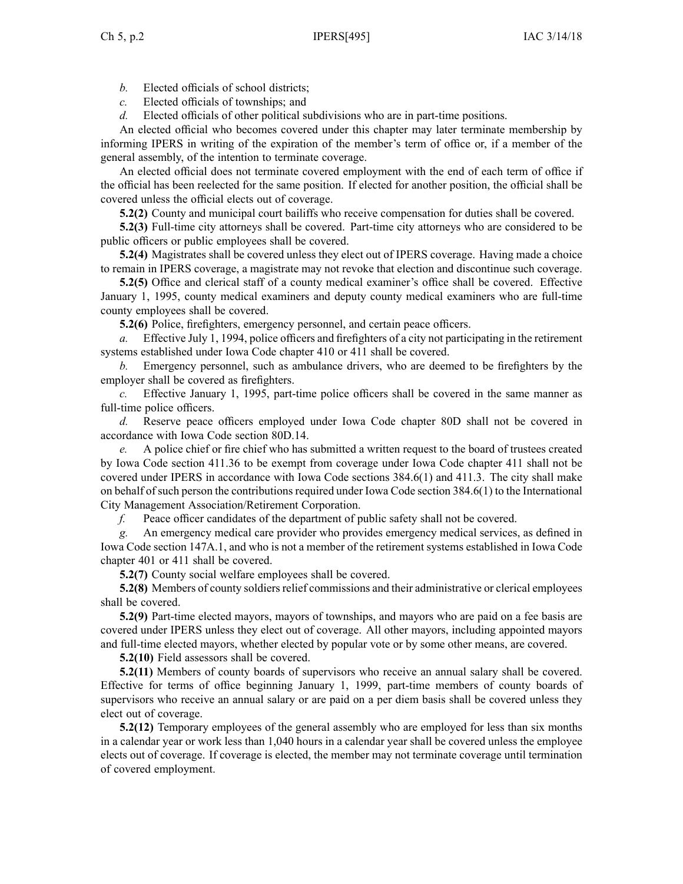*b.* Elected officials of school districts;

*c.* Elected officials of townships; and

*d.* Elected officials of other political subdivisions who are in part-time positions.

An elected official who becomes covered under this chapter may later terminate membership by informing IPERS in writing of the expiration of the member's term of office or, if a member of the general assembly, of the intention to terminate coverage.

An elected official does not terminate covered employment with the end of each term of office if the official has been reelected for the same position. If elected for another position, the official shall be covered unless the official elects out of coverage.

**5.2(2)** County and municipal court bailiffs who receive compensation for duties shall be covered.

**5.2(3)** Full-time city attorneys shall be covered. Part-time city attorneys who are considered to be public officers or public employees shall be covered.

**5.2(4)** Magistrates shall be covered unless they elect out of IPERS coverage. Having made a choice to remain in IPERS coverage, a magistrate may not revoke that election and discontinue such coverage.

**5.2(5)** Office and clerical staff of a county medical examiner's office shall be covered. Effective January 1, 1995, county medical examiners and deputy county medical examiners who are full-time county employees shall be covered.

**5.2(6)** Police, firefighters, emergency personnel, and certain peace officers.

*a.* Effective July 1, 1994, police officers and firefighters of a city not participating in the retirement systems established under Iowa Code chapter 410 or 411 shall be covered.

*b.* Emergency personnel, such as ambulance drivers, who are deemed to be firefighters by the employer shall be covered as firefighters.

*c.* Effective January 1, 1995, part-time police officers shall be covered in the same manner as full-time police officers.

*d.* Reserve peace officers employed under Iowa Code chapter 80D shall not be covered in accordance with Iowa Code section 80D.14.

*e.* A police chief or fire chief who has submitted a written request to the board of trustees created by Iowa Code section 411.36 to be exempt from coverage under Iowa Code chapter 411 shall not be covered under IPERS in accordance with Iowa Code sections 384.6(1) and 411.3. The city shall make on behalf of such person the contributions required under Iowa Code section 384.6(1) to the International City Management Association/Retirement Corporation.

*f.* Peace officer candidates of the department of public safety shall not be covered.

*g.* An emergency medical care provider who provides emergency medical services, as defined in Iowa Code section 147A.1, and who is not a member of the retirement systems established in Iowa Code chapter 401 or 411 shall be covered.

**5.2(7)** County social welfare employees shall be covered.

**5.2(8)** Members of county soldiers relief commissions and their administrative or clerical employees shall be covered.

**5.2(9)** Part-time elected mayors, mayors of townships, and mayors who are paid on a fee basis are covered under IPERS unless they elect out of coverage. All other mayors, including appointed mayors and full-time elected mayors, whether elected by popular vote or by some other means, are covered.

**5.2(10)** Field assessors shall be covered.

**5.2(11)** Members of county boards of supervisors who receive an annual salary shall be covered. Effective for terms of office beginning January 1, 1999, part-time members of county boards of supervisors who receive an annual salary or are paid on a per diem basis shall be covered unless they elect out of coverage.

**5.2(12)** Temporary employees of the general assembly who are employed for less than six months in a calendar year or work less than 1,040 hours in a calendar year shall be covered unless the employee elects out of coverage. If coverage is elected, the member may not terminate coverage until termination of covered employment.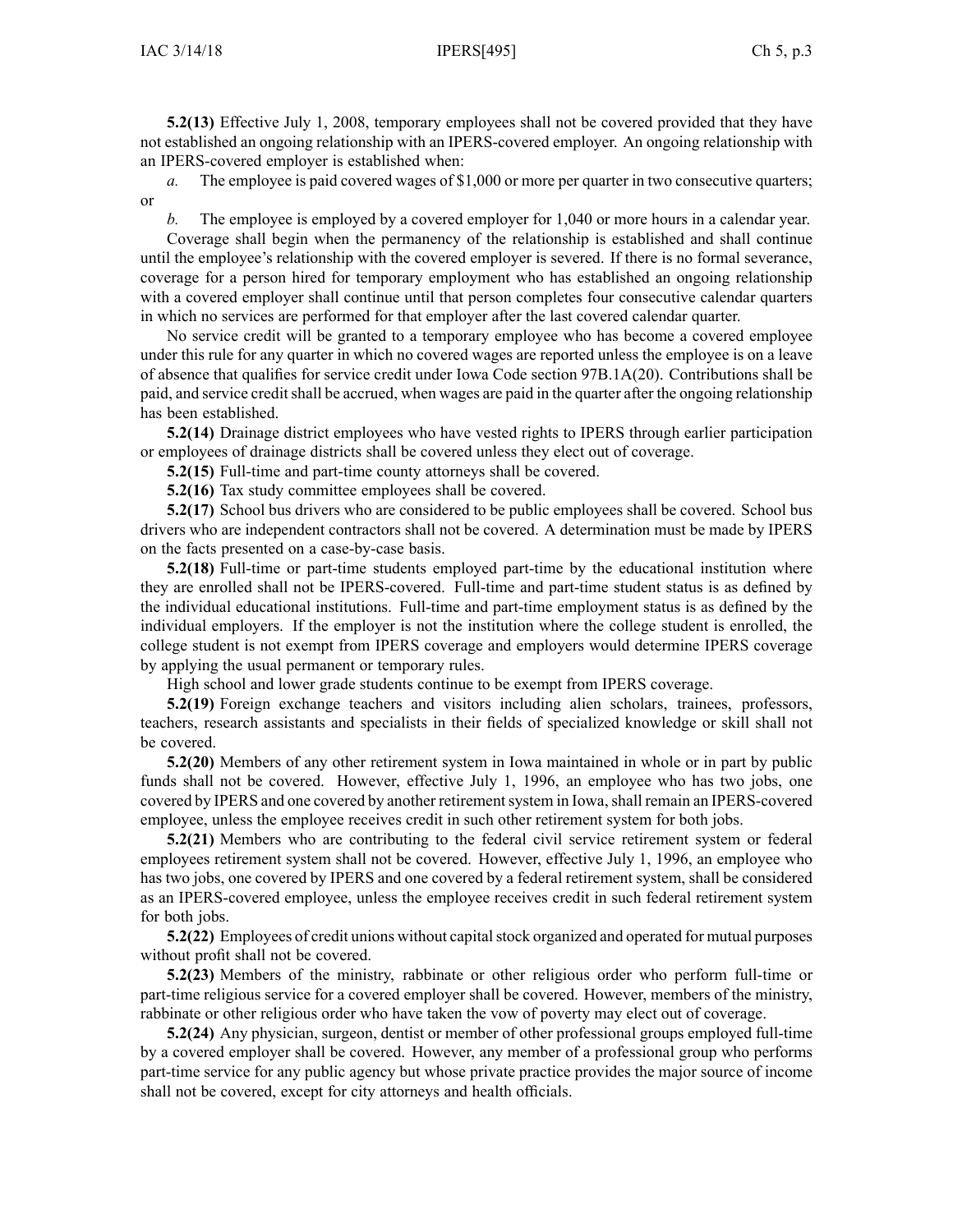**5.2(13)** Effective July 1, 2008, temporary employees shall not be covered provided that they have not established an ongoing relationship with an IPERS-covered employer. An ongoing relationship with an IPERS-covered employer is established when:

*a.* The employee is paid covered wages of $1,000 or more per quarter in two consecutive quarters; or

*b.* The employee is employed by a covered employer for 1,040 or more hours in a calendar year.

Coverage shall begin when the permanency of the relationship is established and shall continue until the employee's relationship with the covered employer is severed. If there is no formal severance, coverage for a person hired for temporary employment who has established an ongoing relationship with a covered employer shall continue until that person completes four consecutive calendar quarters in which no services are performed for that employer after the last covered calendar quarter.

No service credit will be granted to a temporary employee who has become a covered employee under this rule for any quarter in which no covered wages are reported unless the employee is on a leave of absence that qualifies for service credit under Iowa Code section 97B.1A(20). Contributions shall be paid, and service credit shall be accrued, when wages are paid in the quarter after the ongoing relationship has been established.

**5.2(14)** Drainage district employees who have vested rights to IPERS through earlier participation or employees of drainage districts shall be covered unless they elect out of coverage.

**5.2(15)** Full-time and part-time county attorneys shall be covered.

**5.2(16)** Tax study committee employees shall be covered.

**5.2(17)** School bus drivers who are considered to be public employees shall be covered. School bus drivers who are independent contractors shall not be covered. A determination must be made by IPERS on the facts presented on a case-by-case basis.

**5.2(18)** Full-time or part-time students employed part-time by the educational institution where they are enrolled shall not be IPERS-covered. Full-time and part-time student status is as defined by the individual educational institutions. Full-time and part-time employment status is as defined by the individual employers. If the employer is not the institution where the college student is enrolled, the college student is not exempt from IPERS coverage and employers would determine IPERS coverage by applying the usual permanent or temporary rules.

High school and lower grade students continue to be exempt from IPERS coverage.

**5.2(19)** Foreign exchange teachers and visitors including alien scholars, trainees, professors, teachers, research assistants and specialists in their fields of specialized knowledge or skill shall not be covered.

**5.2(20)** Members of any other retirement system in Iowa maintained in whole or in part by public funds shall not be covered. However, effective July 1, 1996, an employee who has two jobs, one covered by IPERS and one covered by another retirement system in Iowa, shall remain an IPERS-covered employee, unless the employee receives credit in such other retirement system for both jobs.

**5.2(21)** Members who are contributing to the federal civil service retirement system or federal employees retirement system shall not be covered. However, effective July 1, 1996, an employee who has two jobs, one covered by IPERS and one covered by a federal retirement system, shall be considered as an IPERS-covered employee, unless the employee receives credit in such federal retirement system for both jobs.

**5.2(22)** Employees of credit unions without capital stock organized and operated for mutual purposes without profit shall not be covered.

**5.2(23)** Members of the ministry, rabbinate or other religious order who perform full-time or part-time religious service for a covered employer shall be covered. However, members of the ministry, rabbinate or other religious order who have taken the vow of poverty may elect out of coverage.

**5.2(24)** Any physician, surgeon, dentist or member of other professional groups employed full-time by a covered employer shall be covered. However, any member of a professional group who performs part-time service for any public agency but whose private practice provides the major source of income shall not be covered, except for city attorneys and health officials.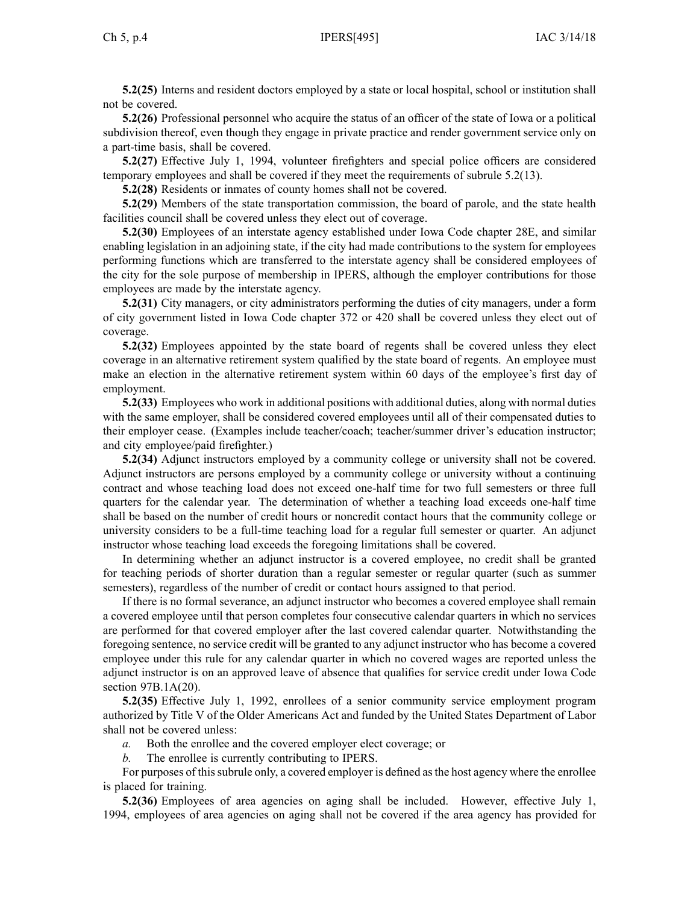**5.2(25)** Interns and resident doctors employed by a state or local hospital, school or institution shall not be covered.

**5.2(26)** Professional personnel who acquire the status of an officer of the state of Iowa or a political subdivision thereof, even though they engage in private practice and render government service only on a part-time basis, shall be covered.

**5.2(27)** Effective July 1, 1994, volunteer firefighters and special police officers are considered temporary employees and shall be covered if they meet the requirements of subrule 5.2(13).

**5.2(28)** Residents or inmates of county homes shall not be covered.

**5.2(29)** Members of the state transportation commission, the board of parole, and the state health facilities council shall be covered unless they elect out of coverage.

**5.2(30)** Employees of an interstate agency established under Iowa Code chapter 28E, and similar enabling legislation in an adjoining state, if the city had made contributions to the system for employees performing functions which are transferred to the interstate agency shall be considered employees of the city for the sole purpose of membership in IPERS, although the employer contributions for those employees are made by the interstate agency.

**5.2(31)** City managers, or city administrators performing the duties of city managers, under a form of city government listed in Iowa Code chapter 372 or 420 shall be covered unless they elect out of coverage.

**5.2(32)** Employees appointed by the state board of regents shall be covered unless they elect coverage in an alternative retirement system qualified by the state board of regents. An employee must make an election in the alternative retirement system within 60 days of the employee's first day of employment.

**5.2(33)** Employees who work in additional positions with additional duties, along with normal duties with the same employer, shall be considered covered employees until all of their compensated duties to their employer cease. (Examples include teacher/coach; teacher/summer driver's education instructor; and city employee/paid firefighter.)

**5.2(34)** Adjunct instructors employed by a community college or university shall not be covered. Adjunct instructors are persons employed by a community college or university without a continuing contract and whose teaching load does not exceed one-half time for two full semesters or three full quarters for the calendar year. The determination of whether a teaching load exceeds one-half time shall be based on the number of credit hours or noncredit contact hours that the community college or university considers to be a full-time teaching load for a regular full semester or quarter. An adjunct instructor whose teaching load exceeds the foregoing limitations shall be covered.

In determining whether an adjunct instructor is a covered employee, no credit shall be granted for teaching periods of shorter duration than a regular semester or regular quarter (such as summer semesters), regardless of the number of credit or contact hours assigned to that period.

If there is no formal severance, an adjunct instructor who becomes a covered employee shall remain a covered employee until that person completes four consecutive calendar quarters in which no services are performed for that covered employer after the last covered calendar quarter. Notwithstanding the foregoing sentence, no service credit will be granted to any adjunct instructor who has become a covered employee under this rule for any calendar quarter in which no covered wages are reported unless the adjunct instructor is on an approved leave of absence that qualifies for service credit under Iowa Code section 97B.1A(20).

**5.2(35)** Effective July 1, 1992, enrollees of a senior community service employment program authorized by Title V of the Older Americans Act and funded by the United States Department of Labor shall not be covered unless:

*a.* Both the enrollee and the covered employer elect coverage; or

*b.* The enrollee is currently contributing to IPERS.

For purposes of this subrule only, a covered employer is defined as the host agency where the enrollee is placed for training.

**5.2(36)** Employees of area agencies on aging shall be included. However, effective July 1, 1994, employees of area agencies on aging shall not be covered if the area agency has provided for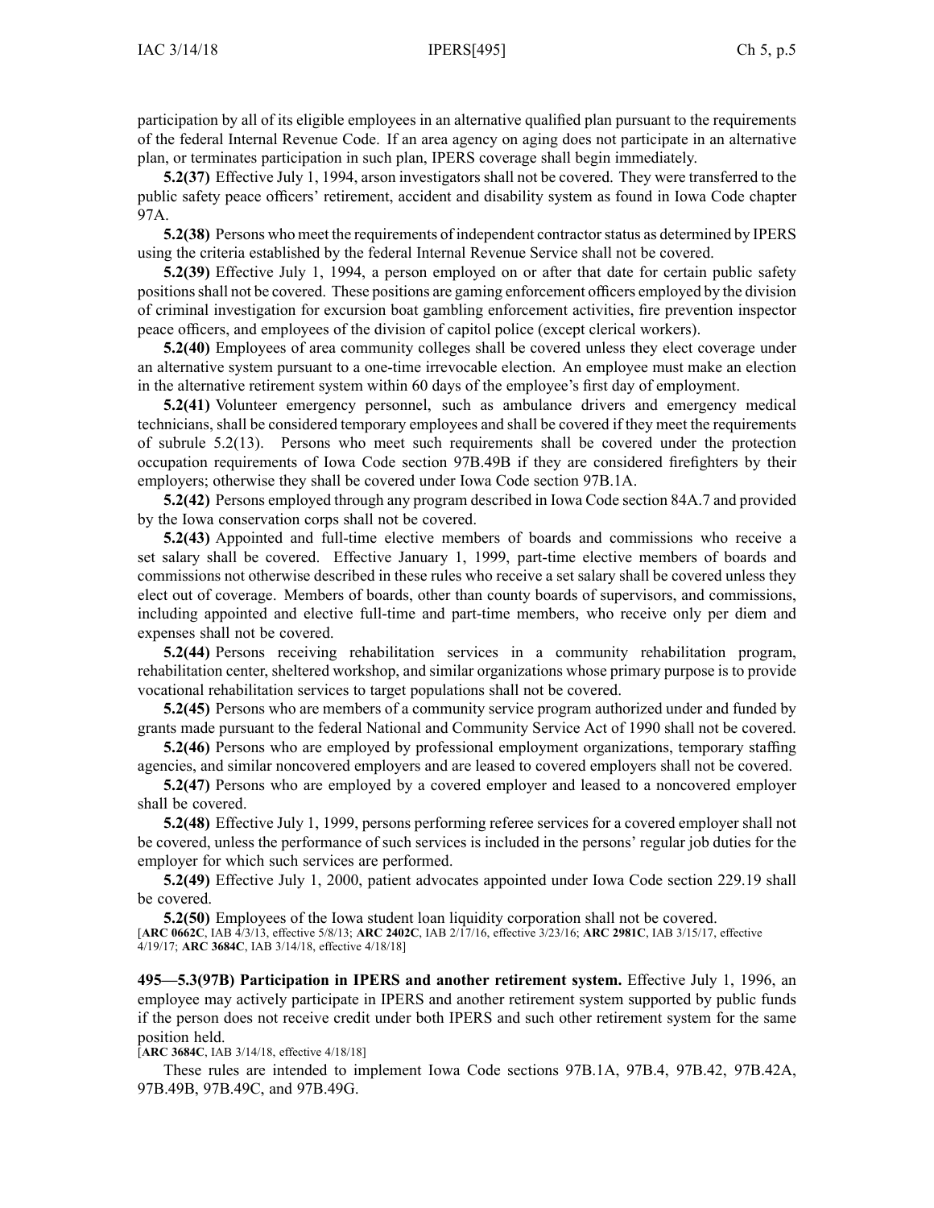participation by all of its eligible employees in an alternative qualified plan pursuant to the requirements of the federal Internal Revenue Code. If an area agency on aging does not participate in an alternative plan, or terminates participation in such plan, IPERS coverage shall begin immediately.

**5.2(37)** Effective July 1, 1994, arson investigators shall not be covered. They were transferred to the public safety peace officers' retirement, accident and disability system as found in Iowa Code chapter 97A.

**5.2(38)** Persons who meet the requirements of independent contractor status as determined by IPERS using the criteria established by the federal Internal Revenue Service shall not be covered.

**5.2(39)** Effective July 1, 1994, a person employed on or after that date for certain public safety positions shall not be covered. These positions are gaming enforcement officers employed by the division of criminal investigation for excursion boat gambling enforcement activities, fire prevention inspector peace officers, and employees of the division of capitol police (except clerical workers).

**5.2(40)** Employees of area community colleges shall be covered unless they elect coverage under an alternative system pursuant to a one-time irrevocable election. An employee must make an election in the alternative retirement system within 60 days of the employee's first day of employment.

**5.2(41)** Volunteer emergency personnel, such as ambulance drivers and emergency medical technicians, shall be considered temporary employees and shall be covered if they meet the requirements of subrule 5.2(13). Persons who meet such requirements shall be covered under the protection occupation requirements of Iowa Code section 97B.49B if they are considered firefighters by their employers; otherwise they shall be covered under Iowa Code section 97B.1A.

**5.2(42)** Persons employed through any program described in Iowa Code section 84A.7 and provided by the Iowa conservation corps shall not be covered.

**5.2(43)** Appointed and full-time elective members of boards and commissions who receive a set salary shall be covered. Effective January 1, 1999, part-time elective members of boards and commissions not otherwise described in these rules who receive a set salary shall be covered unless they elect out of coverage. Members of boards, other than county boards of supervisors, and commissions, including appointed and elective full-time and part-time members, who receive only per diem and expenses shall not be covered.

**5.2(44)** Persons receiving rehabilitation services in a community rehabilitation program, rehabilitation center, sheltered workshop, and similar organizations whose primary purpose is to provide vocational rehabilitation services to target populations shall not be covered.

**5.2(45)** Persons who are members of a community service program authorized under and funded by grants made pursuant to the federal National and Community Service Act of 1990 shall not be covered.

**5.2(46)** Persons who are employed by professional employment organizations, temporary staffing agencies, and similar noncovered employers and are leased to covered employers shall not be covered.

**5.2(47)** Persons who are employed by a covered employer and leased to a noncovered employer shall be covered.

**5.2(48)** Effective July 1, 1999, persons performing referee services for a covered employer shall not be covered, unless the performance of such services is included in the persons' regular job duties for the employer for which such services are performed.

**5.2(49)** Effective July 1, 2000, patient advocates appointed under Iowa Code section 229.19 shall be covered.

**5.2(50)** Employees of the Iowa student loan liquidity corporation shall not be covered.

[**ARC 0662C**, IAB 4/3/13, effective 5/8/13; **ARC 2402C**, IAB 2/17/16, effective 3/23/16; **ARC 2981C**, IAB 3/15/17, effective 4/19/17; **ARC 3684C**, IAB 3/14/18, effective 4/18/18]

**495—5.3(97B) Participation in IPERS and another retirement system.** Effective July 1, 1996, an employee may actively participate in IPERS and another retirement system supported by public funds if the person does not receive credit under both IPERS and such other retirement system for the same position held.

[**ARC 3684C**, IAB 3/14/18, effective 4/18/18]

These rules are intended to implement Iowa Code sections 97B.1A, 97B.4, 97B.42, 97B.42A, 97B.49B, 97B.49C, and 97B.49G.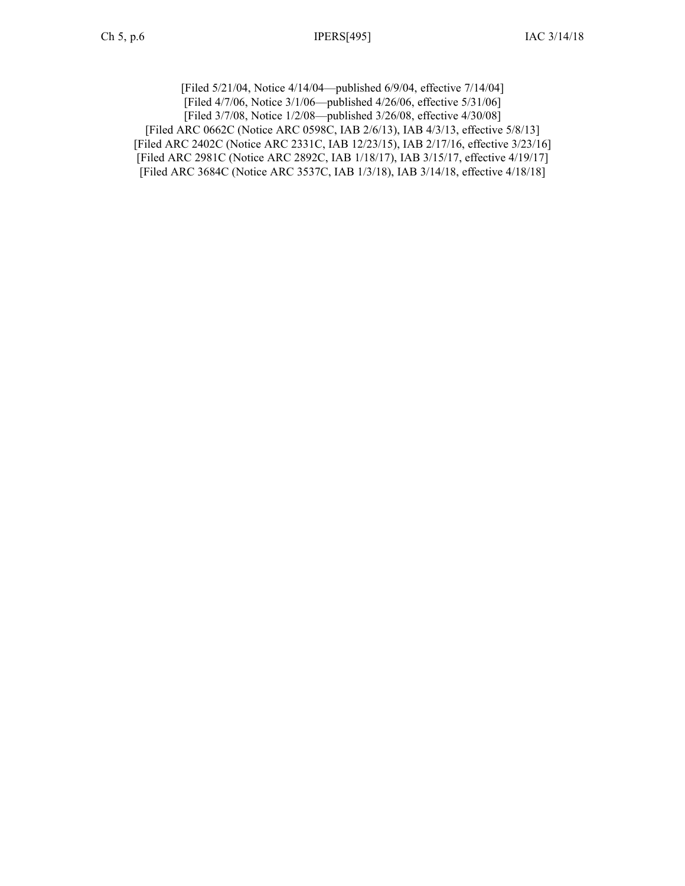[Filed 5/21/04, Notice 4/14/04—published 6/9/04, effective 7/14/04]
[Filed 4/7/06, Notice 3/1/06—published 4/26/06, effective 5/31/06]
[Filed 3/7/08, Notice 1/2/08—published 3/26/08, effective 4/30/08]
[Filed ARC 0662C (Notice ARC 0598C, IAB 2/6/13), IAB 4/3/13, effective 5/8/13]
[Filed ARC 2402C (Notice ARC 2331C, IAB 12/23/15), IAB 2/17/16, effective 3/23/16]
[Filed ARC 2981C (Notice ARC 2892C, IAB 1/18/17), IAB 3/15/17, effective 4/19/17]
[Filed ARC 3684C (Notice ARC 3537C, IAB 1/3/18), IAB 3/14/18, effective 4/18/18]